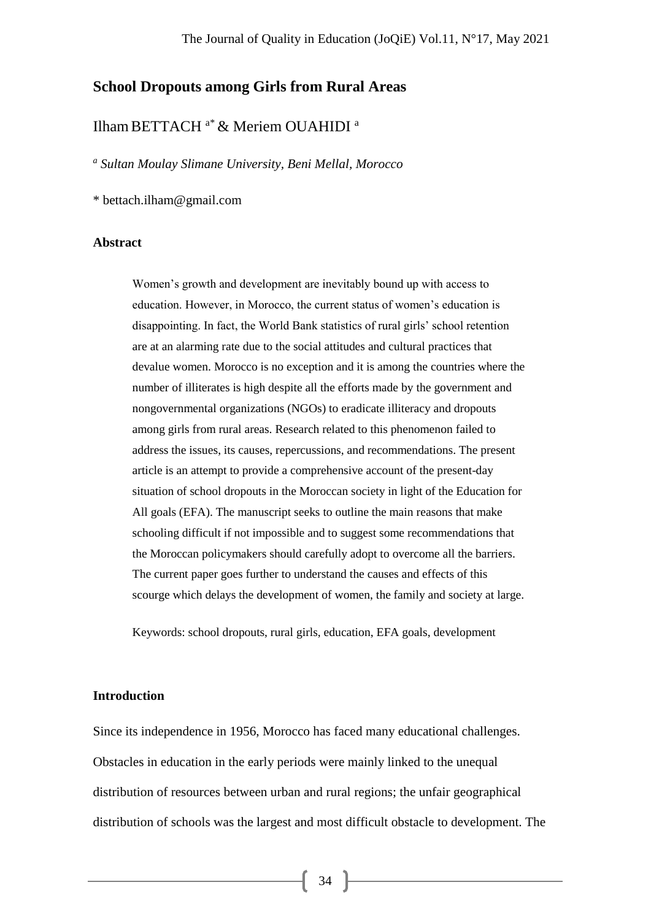# School Dropouts among Girls from Rural Areas

Ilham BETTACH [a*] & Meriem OUAHIDI [a]

[a] *Sultan Moulay Slimane University, Beni Mellal, Morocco*

[*] bettach.ilham@gmail.com

## Abstract

Women's growth and development are inevitably bound up with access to education. However, in Morocco, the current status of women's education is disappointing. In fact, the World Bank statistics of rural girls' school retention are at an alarming rate due to the social attitudes and cultural practices that devalue women. Morocco is no exception and it is among the countries where the number of illiterates is high despite all the efforts made by the government and nongovernmental organizations (NGOs) to eradicate illiteracy and dropouts among girls from rural areas. Research related to this phenomenon failed to address the issues, its causes, repercussions, and recommendations. The present article is an attempt to provide a comprehensive account of the present-day situation of school dropouts in the Moroccan society in light of the Education for All goals (EFA). The manuscript seeks to outline the main reasons that make schooling difficult if not impossible and to suggest some recommendations that the Moroccan policymakers should carefully adopt to overcome all the barriers. The current paper goes further to understand the causes and effects of this scourge which delays the development of women, the family and society at large.

Keywords: school dropouts, rural girls, education, EFA goals, development

## Introduction

Since its independence in 1956, Morocco has faced many educational challenges. Obstacles in education in the early periods were mainly linked to the unequal distribution of resources between urban and rural regions; the unfair geographical distribution of schools was the largest and most difficult obstacle to development. The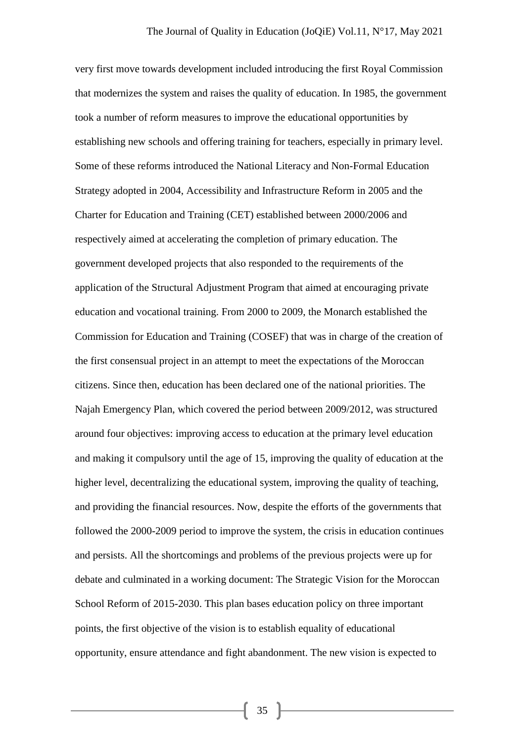very first move towards development included introducing the first Royal Commission that modernizes the system and raises the quality of education. In 1985, the government took a number of reform measures to improve the educational opportunities by establishing new schools and offering training for teachers, especially in primary level. Some of these reforms introduced the National Literacy and Non-Formal Education Strategy adopted in 2004, Accessibility and Infrastructure Reform in 2005 and the Charter for Education and Training (CET) established between 2000/2006 and respectively aimed at accelerating the completion of primary education. The government developed projects that also responded to the requirements of the application of the Structural Adjustment Program that aimed at encouraging private education and vocational training. From 2000 to 2009, the Monarch established the Commission for Education and Training (COSEF) that was in charge of the creation of the first consensual project in an attempt to meet the expectations of the Moroccan citizens. Since then, education has been declared one of the national priorities. The Najah Emergency Plan, which covered the period between 2009/2012, was structured around four objectives: improving access to education at the primary level education and making it compulsory until the age of 15, improving the quality of education at the higher level, decentralizing the educational system, improving the quality of teaching, and providing the financial resources. Now, despite the efforts of the governments that followed the 2000-2009 period to improve the system, the crisis in education continues and persists. All the shortcomings and problems of the previous projects were up for debate and culminated in a working document: The Strategic Vision for the Moroccan School Reform of 2015-2030. This plan bases education policy on three important points, the first objective of the vision is to establish equality of educational opportunity, ensure attendance and fight abandonment. The new vision is expected to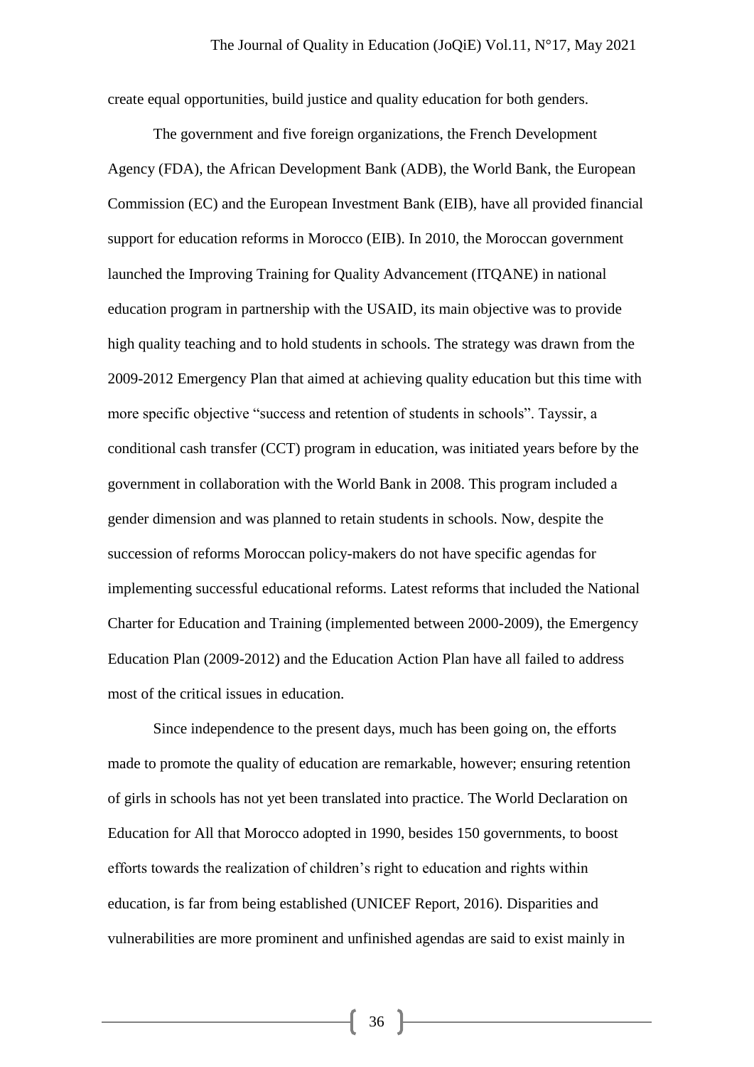create equal opportunities, build justice and quality education for both genders.

The government and five foreign organizations, the French Development Agency (FDA), the African Development Bank (ADB), the World Bank, the European Commission (EC) and the European Investment Bank (EIB), have all provided financial support for education reforms in Morocco (EIB). In 2010, the Moroccan government launched the Improving Training for Quality Advancement (ITQANE) in national education program in partnership with the USAID, its main objective was to provide high quality teaching and to hold students in schools. The strategy was drawn from the 2009-2012 Emergency Plan that aimed at achieving quality education but this time with more specific objective "success and retention of students in schools". Tayssir, a conditional cash transfer (CCT) program in education, was initiated years before by the government in collaboration with the World Bank in 2008. This program included a gender dimension and was planned to retain students in schools. Now, despite the succession of reforms Moroccan policy-makers do not have specific agendas for implementing successful educational reforms. Latest reforms that included the National Charter for Education and Training (implemented between 2000-2009), the Emergency Education Plan (2009-2012) and the Education Action Plan have all failed to address most of the critical issues in education.

Since independence to the present days, much has been going on, the efforts made to promote the quality of education are remarkable, however; ensuring retention of girls in schools has not yet been translated into practice. The World Declaration on Education for All that Morocco adopted in 1990, besides 150 governments, to boost efforts towards the realization of children's right to education and rights within education, is far from being established (UNICEF Report, 2016). Disparities and vulnerabilities are more prominent and unfinished agendas are said to exist mainly in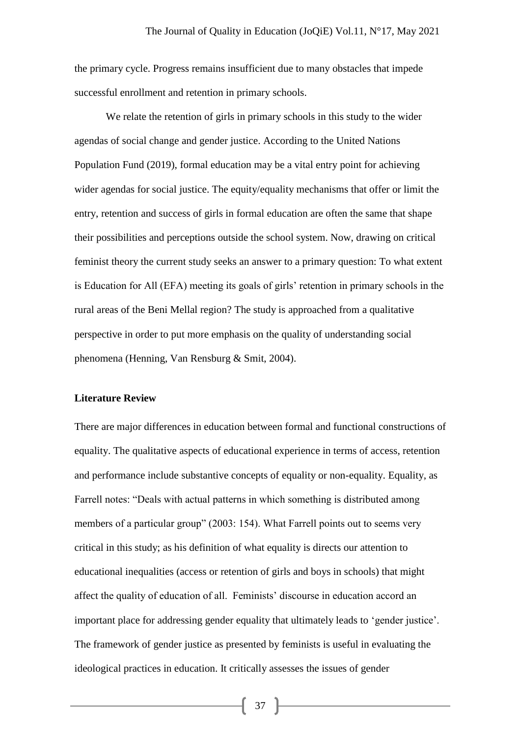the primary cycle. Progress remains insufficient due to many obstacles that impede successful enrollment and retention in primary schools.

We relate the retention of girls in primary schools in this study to the wider agendas of social change and gender justice. According to the United Nations Population Fund (2019), formal education may be a vital entry point for achieving wider agendas for social justice. The equity/equality mechanisms that offer or limit the entry, retention and success of girls in formal education are often the same that shape their possibilities and perceptions outside the school system. Now, drawing on critical feminist theory the current study seeks an answer to a primary question: To what extent is Education for All (EFA) meeting its goals of girls' retention in primary schools in the rural areas of the Beni Mellal region? The study is approached from a qualitative perspective in order to put more emphasis on the quality of understanding social phenomena (Henning, Van Rensburg & Smit, 2004).

## Literature Review

There are major differences in education between formal and functional constructions of equality. The qualitative aspects of educational experience in terms of access, retention and performance include substantive concepts of equality or non-equality. Equality, as Farrell notes: "Deals with actual patterns in which something is distributed among members of a particular group" (2003: 154). What Farrell points out to seems very critical in this study; as his definition of what equality is directs our attention to educational inequalities (access or retention of girls and boys in schools) that might affect the quality of education of all. Feminists' discourse in education accord an important place for addressing gender equality that ultimately leads to 'gender justice'. The framework of gender justice as presented by feminists is useful in evaluating the ideological practices in education. It critically assesses the issues of gender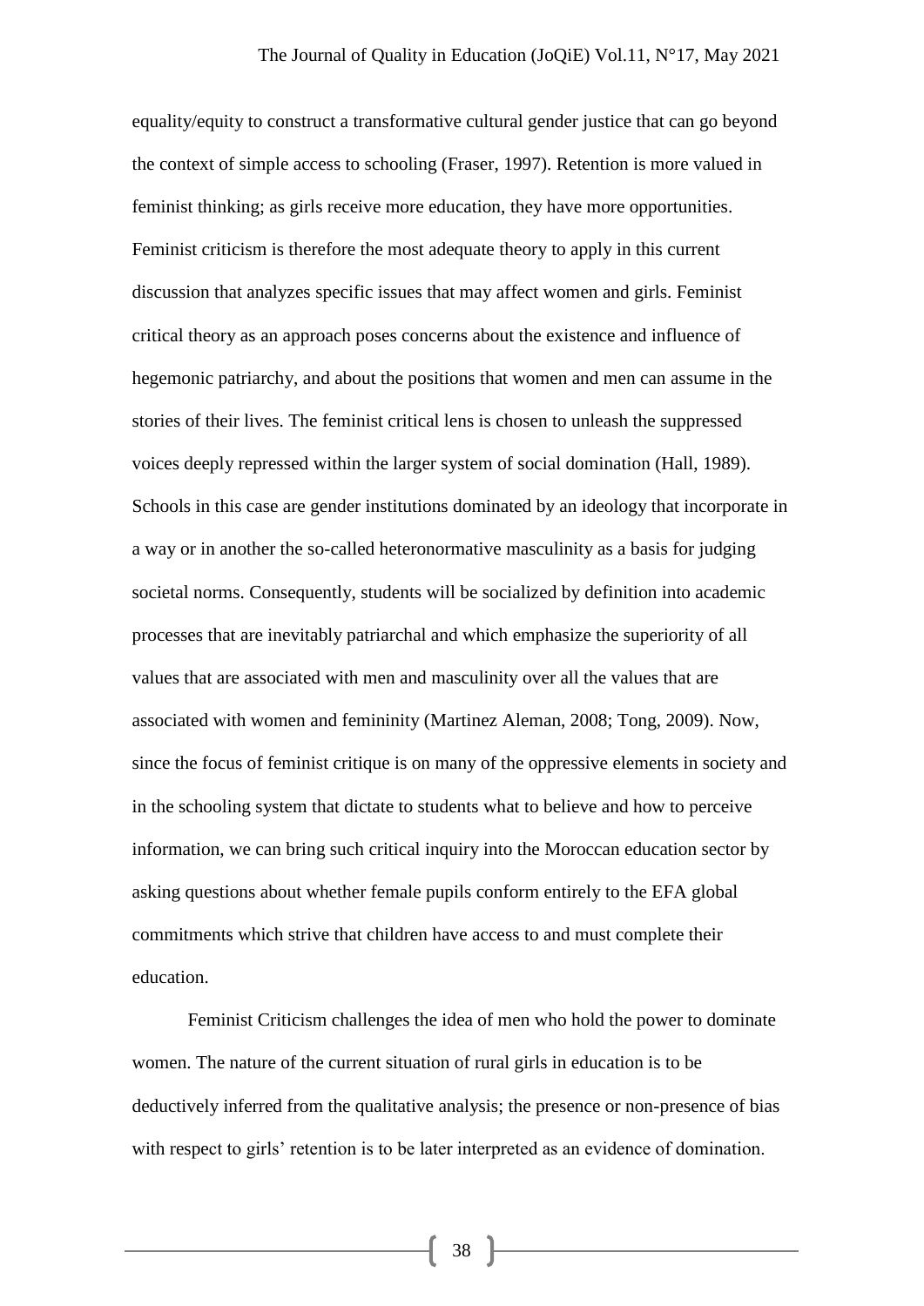equality/equity to construct a transformative cultural gender justice that can go beyond the context of simple access to schooling (Fraser, 1997). Retention is more valued in feminist thinking; as girls receive more education, they have more opportunities. Feminist criticism is therefore the most adequate theory to apply in this current discussion that analyzes specific issues that may affect women and girls. Feminist critical theory as an approach poses concerns about the existence and influence of hegemonic patriarchy, and about the positions that women and men can assume in the stories of their lives. The feminist critical lens is chosen to unleash the suppressed voices deeply repressed within the larger system of social domination (Hall, 1989). Schools in this case are gender institutions dominated by an ideology that incorporate in a way or in another the so-called heteronormative masculinity as a basis for judging societal norms. Consequently, students will be socialized by definition into academic processes that are inevitably patriarchal and which emphasize the superiority of all values that are associated with men and masculinity over all the values that are associated with women and femininity (Martinez Aleman, 2008; Tong, 2009). Now, since the focus of feminist critique is on many of the oppressive elements in society and in the schooling system that dictate to students what to believe and how to perceive information, we can bring such critical inquiry into the Moroccan education sector by asking questions about whether female pupils conform entirely to the EFA global commitments which strive that children have access to and must complete their education.

Feminist Criticism challenges the idea of men who hold the power to dominate women. The nature of the current situation of rural girls in education is to be deductively inferred from the qualitative analysis; the presence or non-presence of bias with respect to girls' retention is to be later interpreted as an evidence of domination.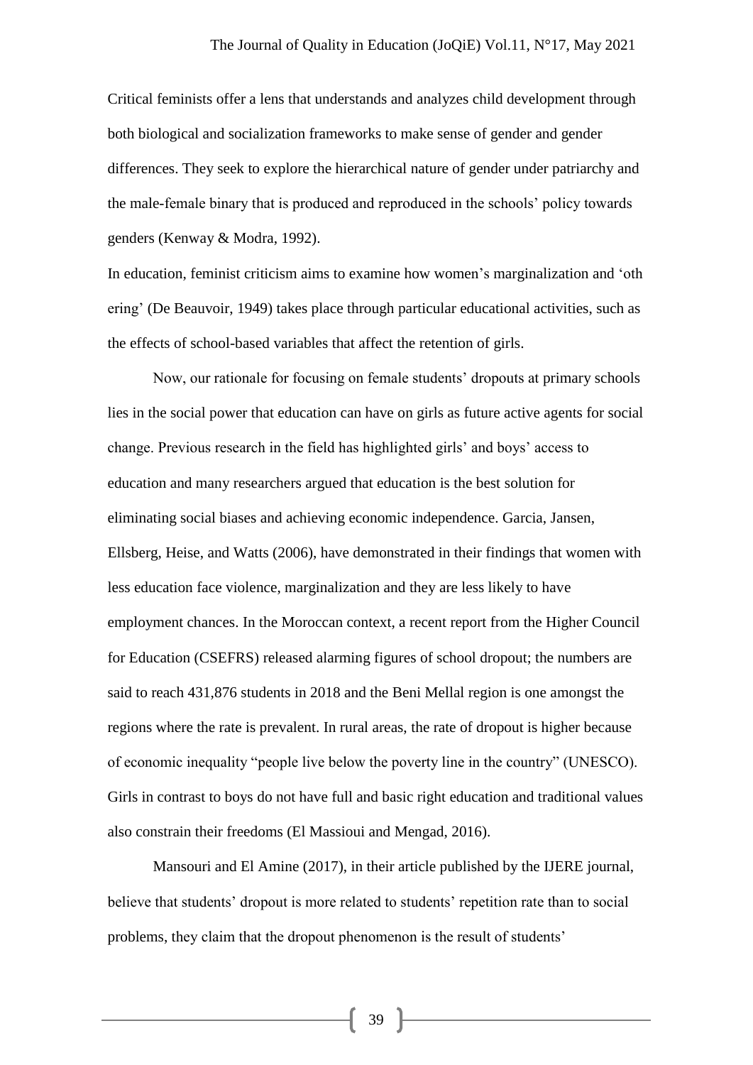Critical feminists offer a lens that understands and analyzes child development through both biological and socialization frameworks to make sense of gender and gender differences. They seek to explore the hierarchical nature of gender under patriarchy and the male-female binary that is produced and reproduced in the schools' policy towards genders (Kenway & Modra, 1992).

In education, feminist criticism aims to examine how women's marginalization and 'oth ering' (De Beauvoir, 1949) takes place through particular educational activities, such as the effects of school-based variables that affect the retention of girls.

Now, our rationale for focusing on female students' dropouts at primary schools lies in the social power that education can have on girls as future active agents for social change. Previous research in the field has highlighted girls' and boys' access to education and many researchers argued that education is the best solution for eliminating social biases and achieving economic independence. Garcia, Jansen, Ellsberg, Heise, and Watts (2006), have demonstrated in their findings that women with less education face violence, marginalization and they are less likely to have employment chances. In the Moroccan context, a recent report from the Higher Council for Education (CSEFRS) released alarming figures of school dropout; the numbers are said to reach 431,876 students in 2018 and the Beni Mellal region is one amongst the regions where the rate is prevalent. In rural areas, the rate of dropout is higher because of economic inequality "people live below the poverty line in the country" (UNESCO). Girls in contrast to boys do not have full and basic right education and traditional values also constrain their freedoms (El Massioui and Mengad, 2016).

Mansouri and El Amine (2017), in their article published by the IJERE journal, believe that students' dropout is more related to students' repetition rate than to social problems, they claim that the dropout phenomenon is the result of students'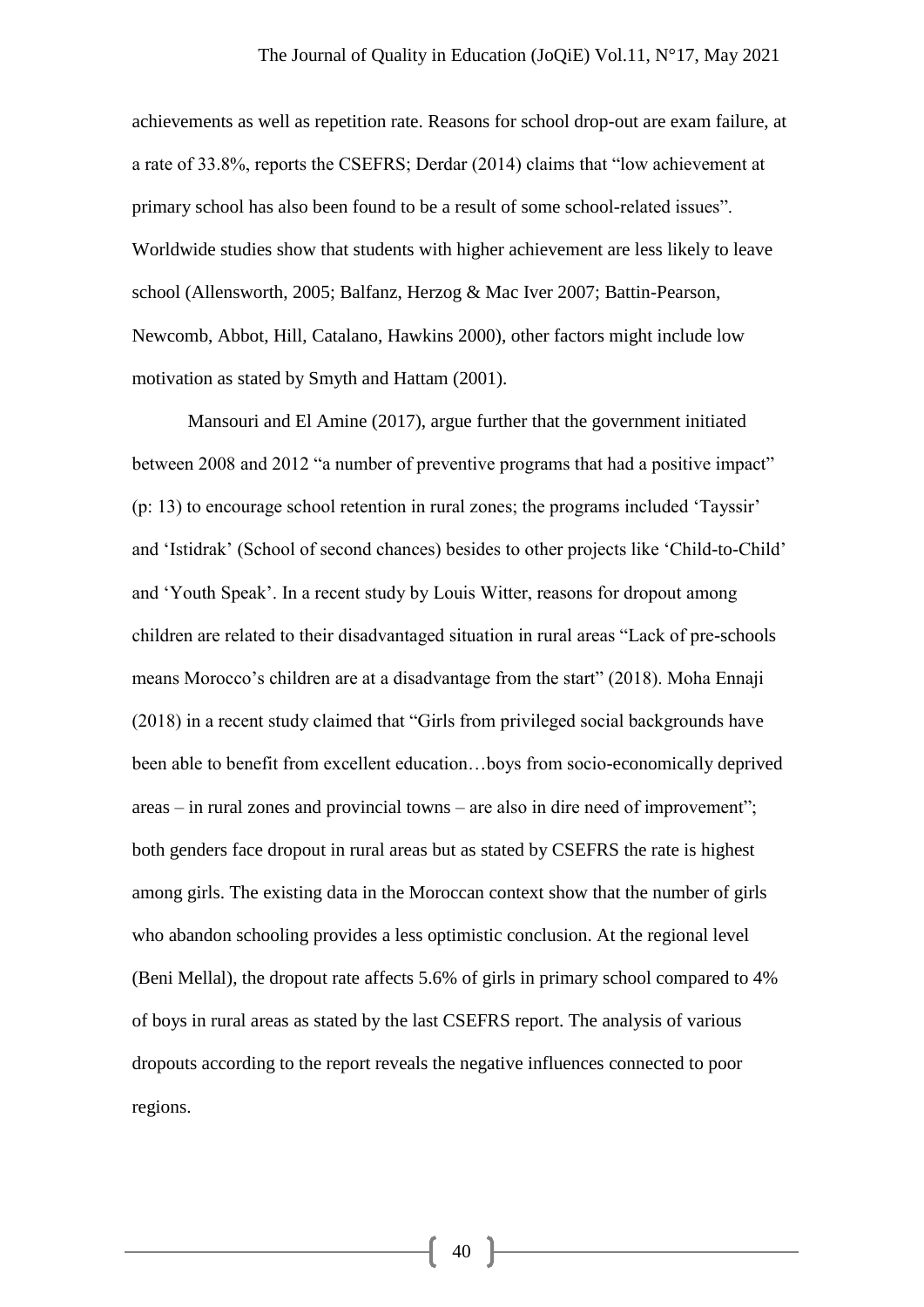achievements as well as repetition rate. Reasons for school drop-out are exam failure, at a rate of 33.8%, reports the CSEFRS; Derdar (2014) claims that "low achievement at primary school has also been found to be a result of some school-related issues". Worldwide studies show that students with higher achievement are less likely to leave school (Allensworth, 2005; Balfanz, Herzog & Mac Iver 2007; Battin-Pearson, Newcomb, Abbot, Hill, Catalano, Hawkins 2000), other factors might include low motivation as stated by Smyth and Hattam (2001).

Mansouri and El Amine (2017), argue further that the government initiated between 2008 and 2012 "a number of preventive programs that had a positive impact" (p: 13) to encourage school retention in rural zones; the programs included 'Tayssir' and 'Istidrak' (School of second chances) besides to other projects like 'Child-to-Child' and 'Youth Speak'. In a recent study by Louis Witter, reasons for dropout among children are related to their disadvantaged situation in rural areas "Lack of pre-schools means Morocco's children are at a disadvantage from the start" (2018). Moha Ennaji (2018) in a recent study claimed that "Girls from privileged social backgrounds have been able to benefit from excellent education…boys from socio-economically deprived areas – in rural zones and provincial towns – are also in dire need of improvement"; both genders face dropout in rural areas but as stated by CSEFRS the rate is highest among girls. The existing data in the Moroccan context show that the number of girls who abandon schooling provides a less optimistic conclusion. At the regional level (Beni Mellal), the dropout rate affects 5.6% of girls in primary school compared to 4% of boys in rural areas as stated by the last CSEFRS report. The analysis of various dropouts according to the report reveals the negative influences connected to poor regions.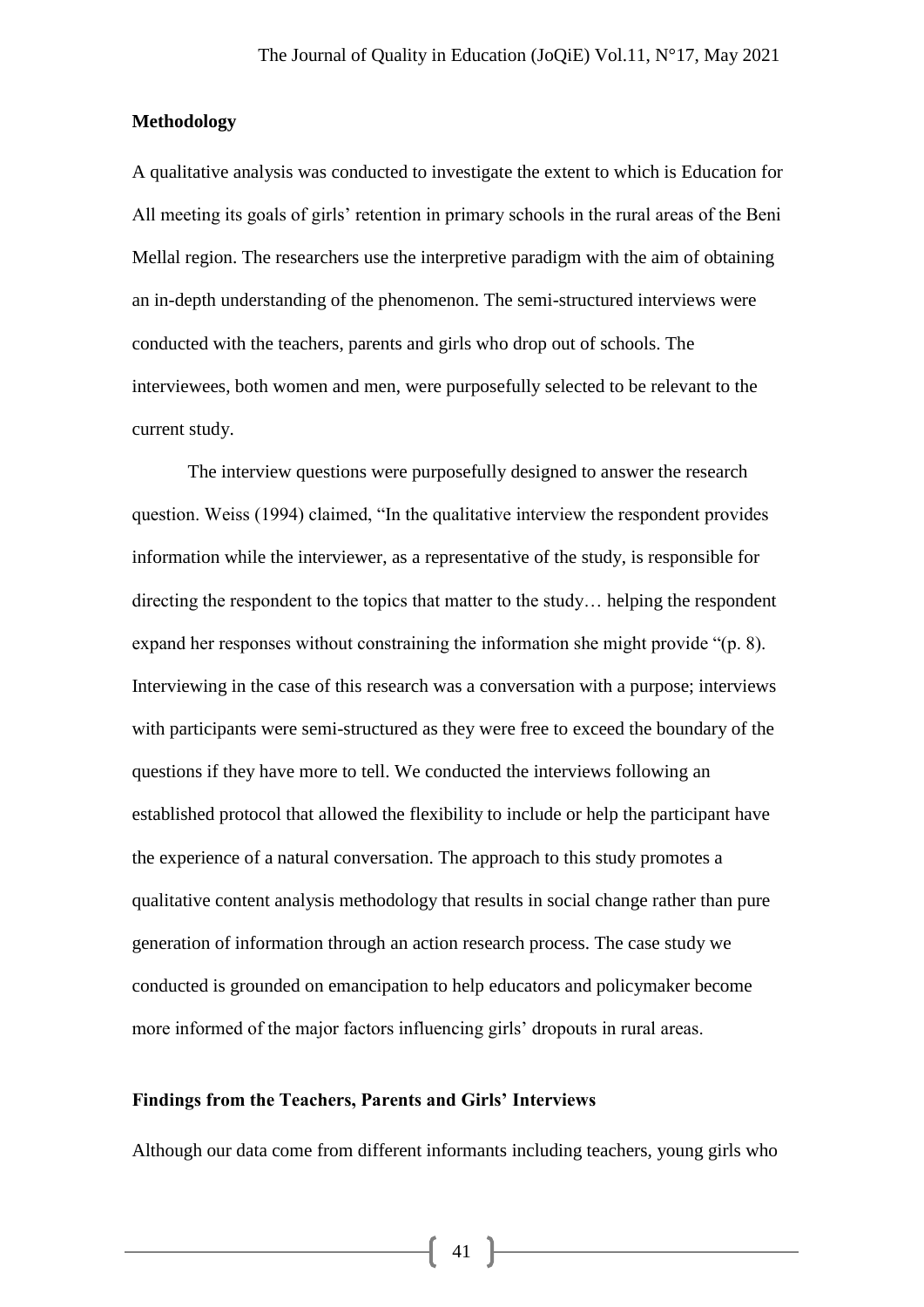## Methodology

A qualitative analysis was conducted to investigate the extent to which is Education for All meeting its goals of girls' retention in primary schools in the rural areas of the Beni Mellal region. The researchers use the interpretive paradigm with the aim of obtaining an in-depth understanding of the phenomenon. The semi-structured interviews were conducted with the teachers, parents and girls who drop out of schools. The interviewees, both women and men, were purposefully selected to be relevant to the current study.

The interview questions were purposefully designed to answer the research question. Weiss (1994) claimed, "In the qualitative interview the respondent provides information while the interviewer, as a representative of the study, is responsible for directing the respondent to the topics that matter to the study… helping the respondent expand her responses without constraining the information she might provide "(p. 8). Interviewing in the case of this research was a conversation with a purpose; interviews with participants were semi-structured as they were free to exceed the boundary of the questions if they have more to tell. We conducted the interviews following an established protocol that allowed the flexibility to include or help the participant have the experience of a natural conversation. The approach to this study promotes a qualitative content analysis methodology that results in social change rather than pure generation of information through an action research process. The case study we conducted is grounded on emancipation to help educators and policymaker become more informed of the major factors influencing girls' dropouts in rural areas.

## Findings from the Teachers, Parents and Girls' Interviews

Although our data come from different informants including teachers, young girls who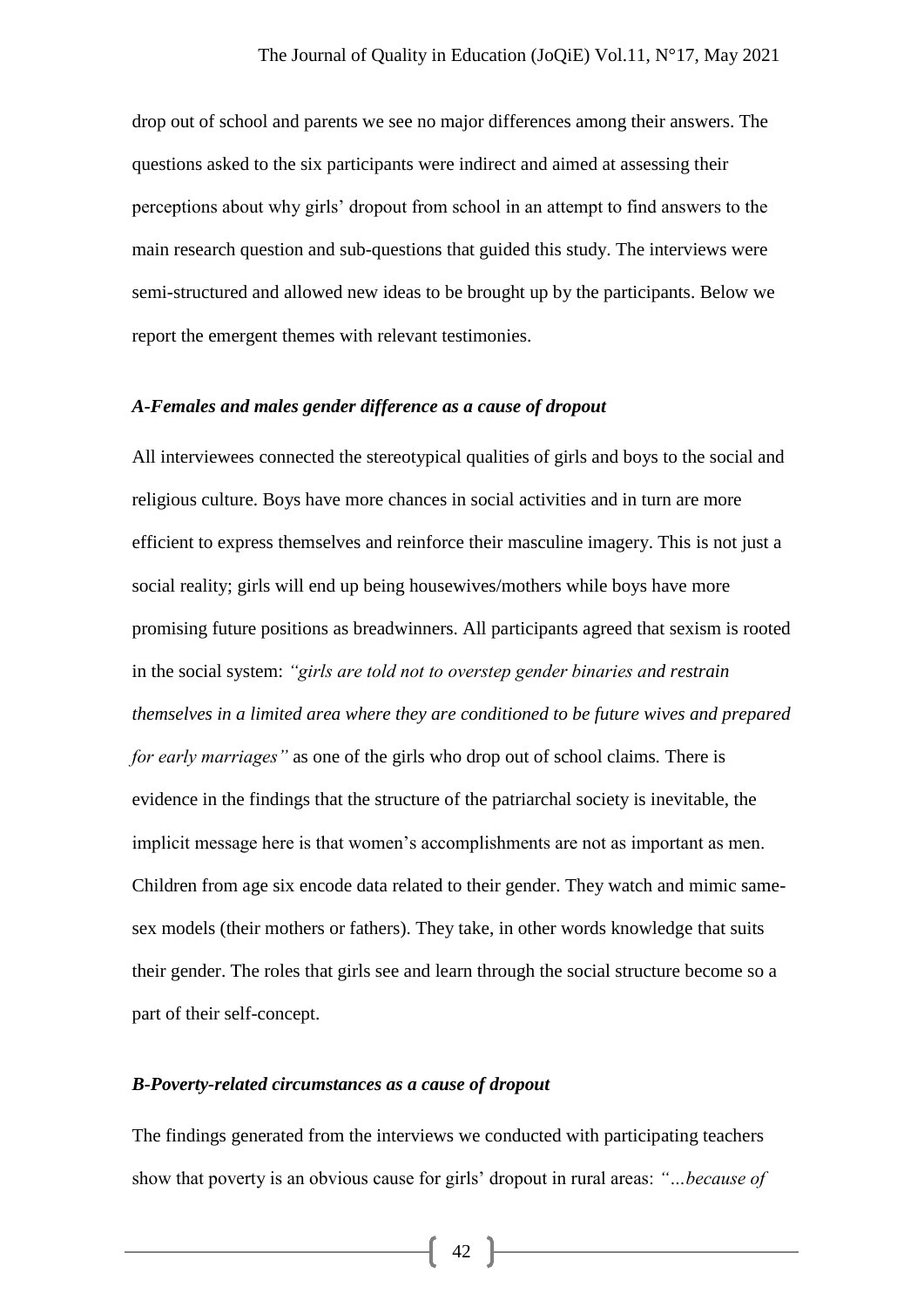drop out of school and parents we see no major differences among their answers. The questions asked to the six participants were indirect and aimed at assessing their perceptions about why girls' dropout from school in an attempt to find answers to the main research question and sub-questions that guided this study. The interviews were semi-structured and allowed new ideas to be brought up by the participants. Below we report the emergent themes with relevant testimonies.

### *A-Females and males gender difference as a cause of dropout*

All interviewees connected the stereotypical qualities of girls and boys to the social and religious culture. Boys have more chances in social activities and in turn are more efficient to express themselves and reinforce their masculine imagery. This is not just a social reality; girls will end up being housewives/mothers while boys have more promising future positions as breadwinners. All participants agreed that sexism is rooted in the social system: *"girls are told not to overstep gender binaries and restrain themselves in a limited area where they are conditioned to be future wives and prepared for early marriages"* as one of the girls who drop out of school claims. There is evidence in the findings that the structure of the patriarchal society is inevitable, the implicit message here is that women's accomplishments are not as important as men. Children from age six encode data related to their gender. They watch and mimic same-sex models (their mothers or fathers). They take, in other words knowledge that suits their gender. The roles that girls see and learn through the social structure become so a part of their self-concept.

### *B-Poverty-related circumstances as a cause of dropout*

The findings generated from the interviews we conducted with participating teachers show that poverty is an obvious cause for girls' dropout in rural areas: *"…because of*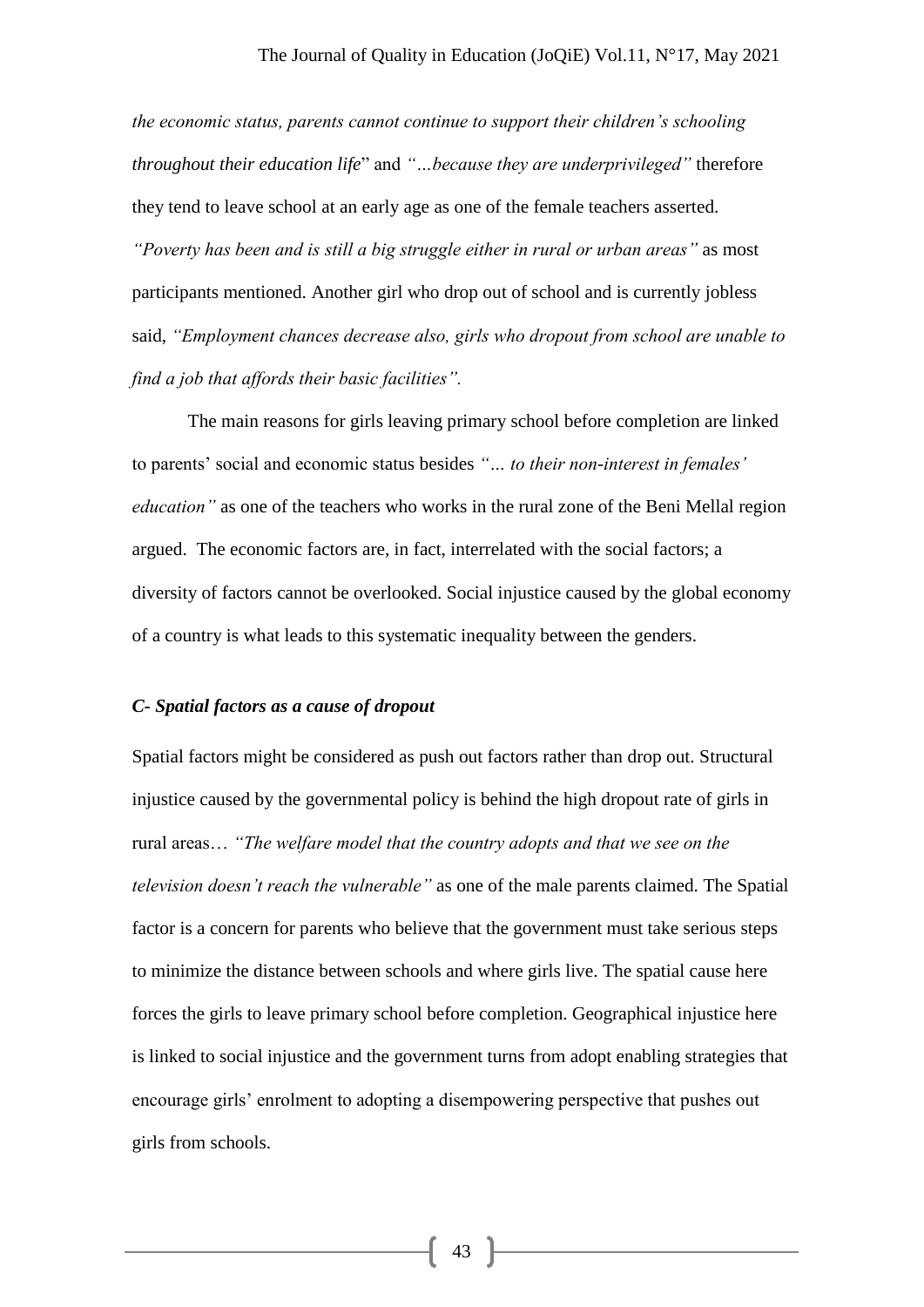*the economic status, parents cannot continue to support their children's schooling throughout their education life*" and *"…because they are underprivileged"* therefore they tend to leave school at an early age as one of the female teachers asserted. *"Poverty has been and is still a big struggle either in rural or urban areas"* as most participants mentioned. Another girl who drop out of school and is currently jobless said, *"Employment chances decrease also, girls who dropout from school are unable to find a job that affords their basic facilities".*

The main reasons for girls leaving primary school before completion are linked to parents' social and economic status besides *"… to their non-interest in females' education"* as one of the teachers who works in the rural zone of the Beni Mellal region argued. The economic factors are, in fact, interrelated with the social factors; a diversity of factors cannot be overlooked. Social injustice caused by the global economy of a country is what leads to this systematic inequality between the genders.

### *C- Spatial factors as a cause of dropout*

Spatial factors might be considered as push out factors rather than drop out. Structural injustice caused by the governmental policy is behind the high dropout rate of girls in rural areas… *"The welfare model that the country adopts and that we see on the television doesn't reach the vulnerable"* as one of the male parents claimed. The Spatial factor is a concern for parents who believe that the government must take serious steps to minimize the distance between schools and where girls live. The spatial cause here forces the girls to leave primary school before completion. Geographical injustice here is linked to social injustice and the government turns from adopt enabling strategies that encourage girls' enrolment to adopting a disempowering perspective that pushes out girls from schools.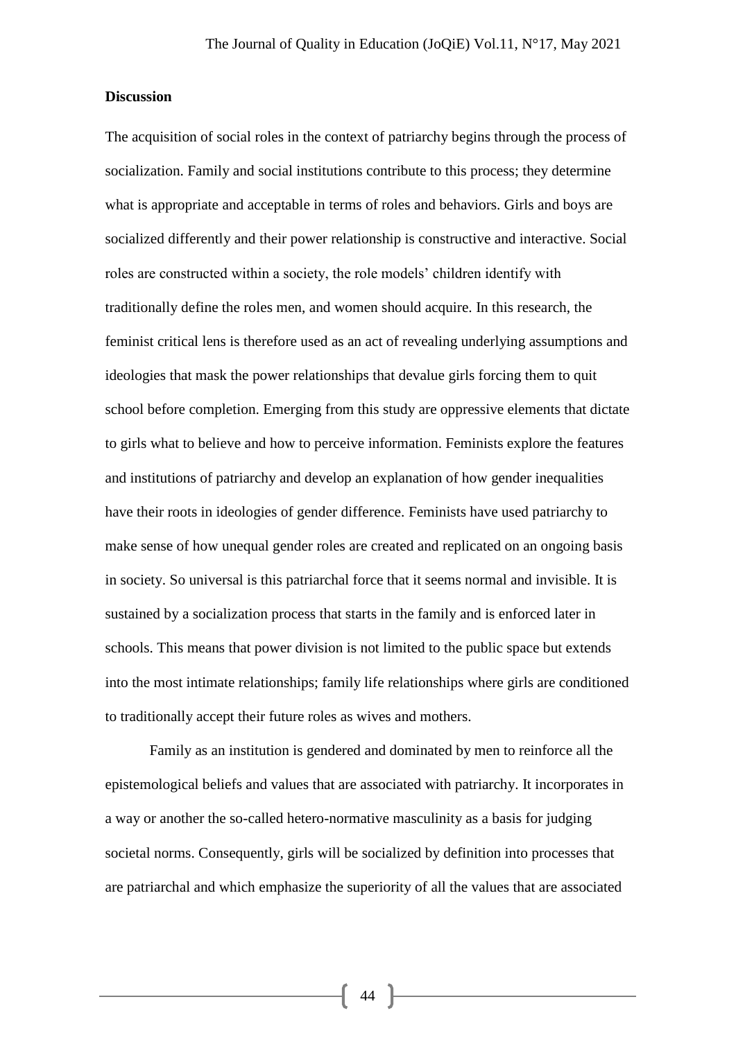**Discussion**

The acquisition of social roles in the context of patriarchy begins through the process of socialization. Family and social institutions contribute to this process; they determine what is appropriate and acceptable in terms of roles and behaviors. Girls and boys are socialized differently and their power relationship is constructive and interactive. Social roles are constructed within a society, the role models' children identify with traditionally define the roles men, and women should acquire. In this research, the feminist critical lens is therefore used as an act of revealing underlying assumptions and ideologies that mask the power relationships that devalue girls forcing them to quit school before completion. Emerging from this study are oppressive elements that dictate to girls what to believe and how to perceive information. Feminists explore the features and institutions of patriarchy and develop an explanation of how gender inequalities have their roots in ideologies of gender difference. Feminists have used patriarchy to make sense of how unequal gender roles are created and replicated on an ongoing basis in society. So universal is this patriarchal force that it seems normal and invisible. It is sustained by a socialization process that starts in the family and is enforced later in schools. This means that power division is not limited to the public space but extends into the most intimate relationships; family life relationships where girls are conditioned to traditionally accept their future roles as wives and mothers.

Family as an institution is gendered and dominated by men to reinforce all the epistemological beliefs and values that are associated with patriarchy. It incorporates in a way or another the so-called hetero-normative masculinity as a basis for judging societal norms. Consequently, girls will be socialized by definition into processes that are patriarchal and which emphasize the superiority of all the values that are associated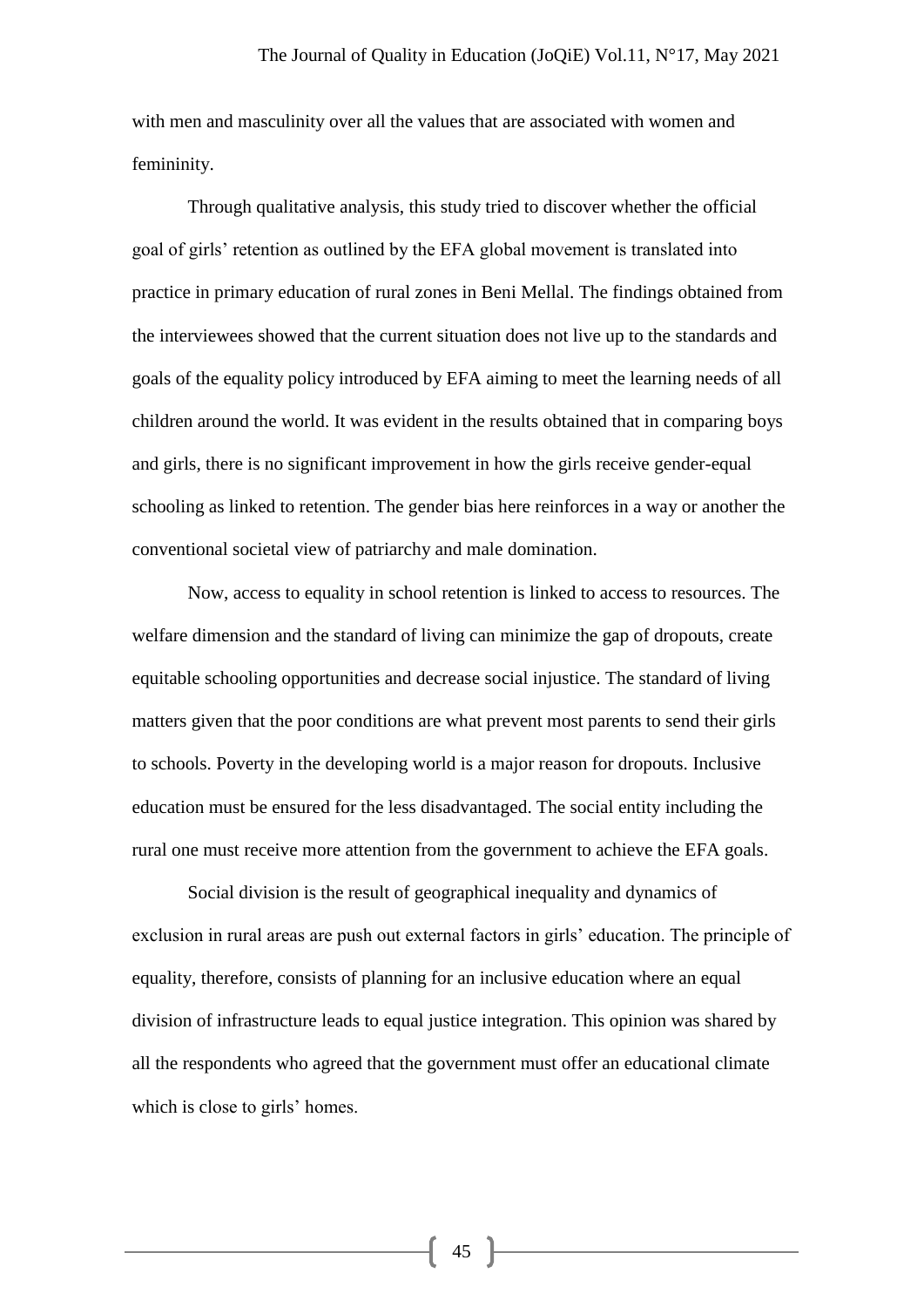with men and masculinity over all the values that are associated with women and femininity.

Through qualitative analysis, this study tried to discover whether the official goal of girls' retention as outlined by the EFA global movement is translated into practice in primary education of rural zones in Beni Mellal. The findings obtained from the interviewees showed that the current situation does not live up to the standards and goals of the equality policy introduced by EFA aiming to meet the learning needs of all children around the world. It was evident in the results obtained that in comparing boys and girls, there is no significant improvement in how the girls receive gender-equal schooling as linked to retention. The gender bias here reinforces in a way or another the conventional societal view of patriarchy and male domination.

Now, access to equality in school retention is linked to access to resources. The welfare dimension and the standard of living can minimize the gap of dropouts, create equitable schooling opportunities and decrease social injustice. The standard of living matters given that the poor conditions are what prevent most parents to send their girls to schools. Poverty in the developing world is a major reason for dropouts. Inclusive education must be ensured for the less disadvantaged. The social entity including the rural one must receive more attention from the government to achieve the EFA goals.

Social division is the result of geographical inequality and dynamics of exclusion in rural areas are push out external factors in girls' education. The principle of equality, therefore, consists of planning for an inclusive education where an equal division of infrastructure leads to equal justice integration. This opinion was shared by all the respondents who agreed that the government must offer an educational climate which is close to girls' homes.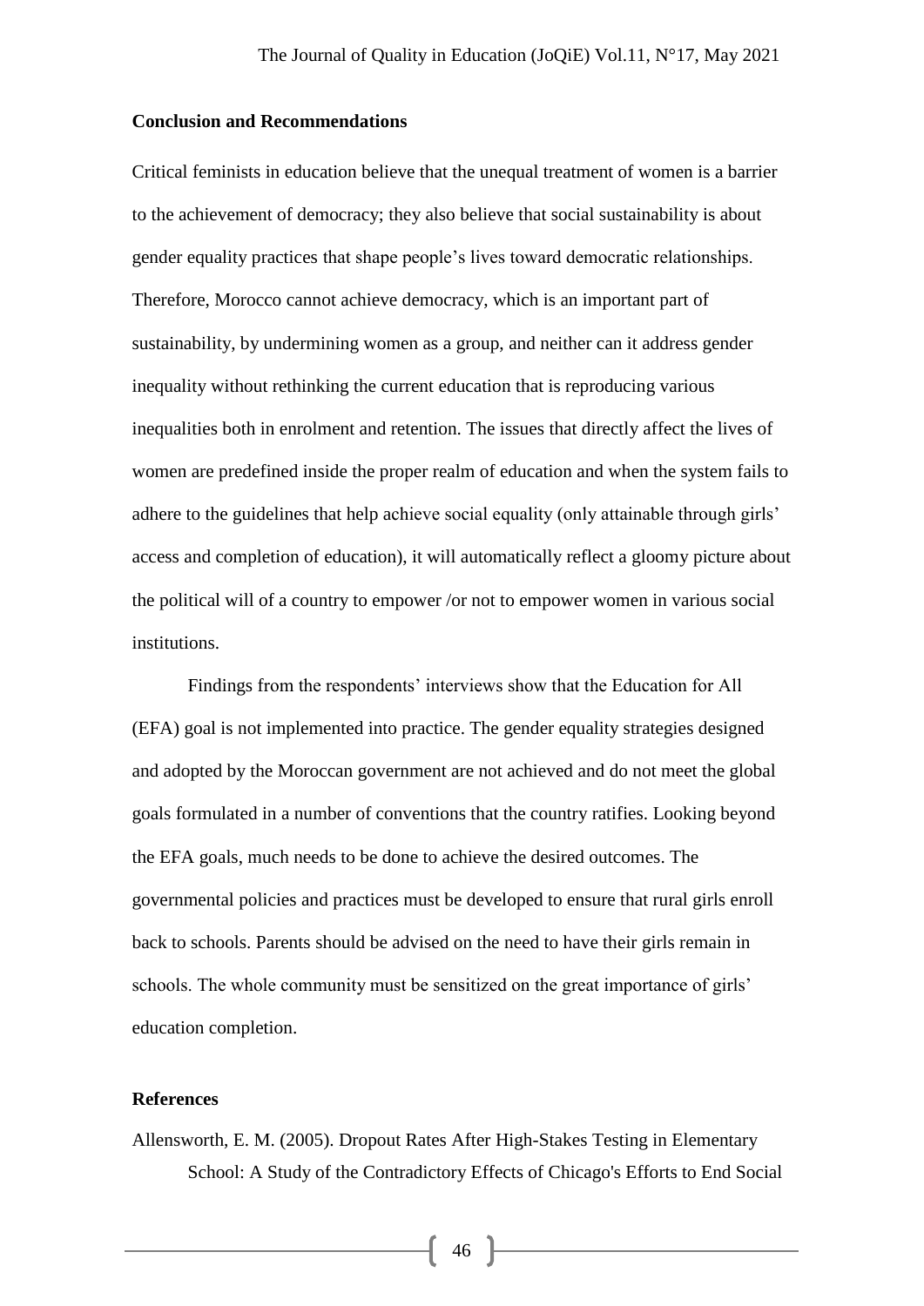## Conclusion and Recommendations

Critical feminists in education believe that the unequal treatment of women is a barrier to the achievement of democracy; they also believe that social sustainability is about gender equality practices that shape people's lives toward democratic relationships. Therefore, Morocco cannot achieve democracy, which is an important part of sustainability, by undermining women as a group, and neither can it address gender inequality without rethinking the current education that is reproducing various inequalities both in enrolment and retention. The issues that directly affect the lives of women are predefined inside the proper realm of education and when the system fails to adhere to the guidelines that help achieve social equality (only attainable through girls' access and completion of education), it will automatically reflect a gloomy picture about the political will of a country to empower /or not to empower women in various social institutions.

Findings from the respondents' interviews show that the Education for All (EFA) goal is not implemented into practice. The gender equality strategies designed and adopted by the Moroccan government are not achieved and do not meet the global goals formulated in a number of conventions that the country ratifies. Looking beyond the EFA goals, much needs to be done to achieve the desired outcomes. The governmental policies and practices must be developed to ensure that rural girls enroll back to schools. Parents should be advised on the need to have their girls remain in schools. The whole community must be sensitized on the great importance of girls' education completion.

## References

Allensworth, E. M. (2005). Dropout Rates After High-Stakes Testing in Elementary School: A Study of the Contradictory Effects of Chicago's Efforts to End Social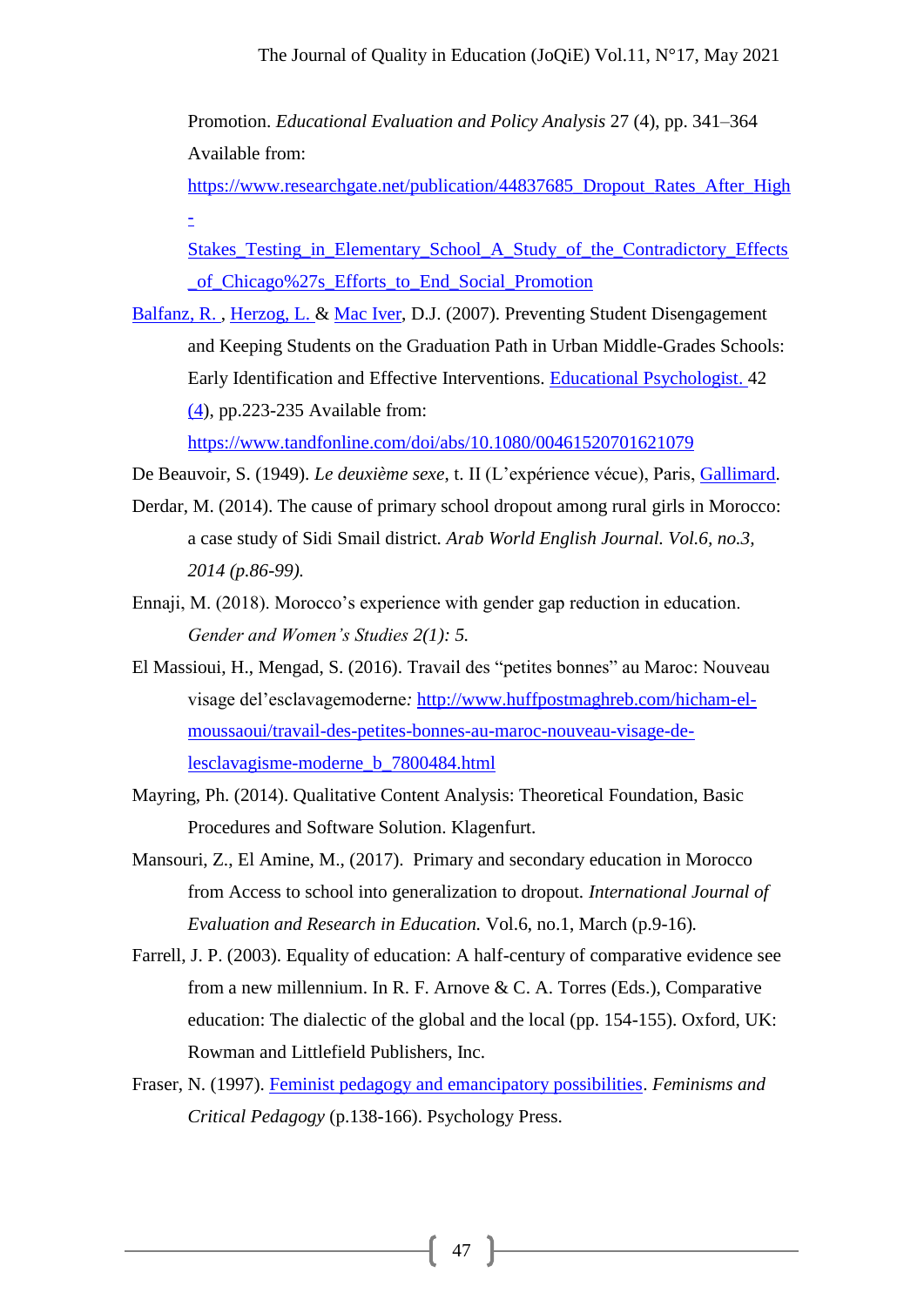Promotion. *Educational Evaluation and Policy Analysis* 27 (4), pp. 341–364 Available from: https://www.researchgate.net/publication/44837685_Dropout_Rates_After_High-Stakes_Testing_in_Elementary_School_A_Study_of_the_Contradictory_Effects_of_Chicago%27s_Efforts_to_End_Social_Promotion

Balfanz, R. , Herzog, L. & Mac Iver, D.J. (2007). Preventing Student Disengagement and Keeping Students on the Graduation Path in Urban Middle-Grades Schools: Early Identification and Effective Interventions. Educational Psychologist. 42 (4), pp.223-235 Available from: https://www.tandfonline.com/doi/abs/10.1080/00461520701621079

De Beauvoir, S. (1949). *Le deuxième sexe*, t. II (L'expérience vécue), Paris, Gallimard.

Derdar, M. (2014). The cause of primary school dropout among rural girls in Morocco: a case study of Sidi Smail district. *Arab World English Journal. Vol.6, no.3, 2014 (p.86-99).*

Ennaji, M. (2018). Morocco's experience with gender gap reduction in education. *Gender and Women's Studies 2(1): 5.*

El Massioui, H., Mengad, S. (2016). Travail des "petites bonnes" au Maroc: Nouveau visage del'esclavagemoderne*:* http://www.huffpostmaghreb.com/hicham-el-moussaoui/travail-des-petites-bonnes-au-maroc-nouveau-visage-de-lesclavagisme-moderne_b_7800484.html

Mayring, Ph. (2014). Qualitative Content Analysis: Theoretical Foundation, Basic Procedures and Software Solution. Klagenfurt.

Mansouri, Z., El Amine, M., (2017). Primary and secondary education in Morocco from Access to school into generalization to dropout. *International Journal of Evaluation and Research in Education.* Vol.6, no.1, March (p.9-16)*.*

Farrell, J. P. (2003). Equality of education: A half-century of comparative evidence see from a new millennium. In R. F. Arnove & C. A. Torres (Eds.), Comparative education: The dialectic of the global and the local (pp. 154-155). Oxford, UK: Rowman and Littlefield Publishers, Inc.

Fraser, N. (1997). Feminist pedagogy and emancipatory possibilities. *Feminisms and Critical Pedagogy* (p.138-166). Psychology Press.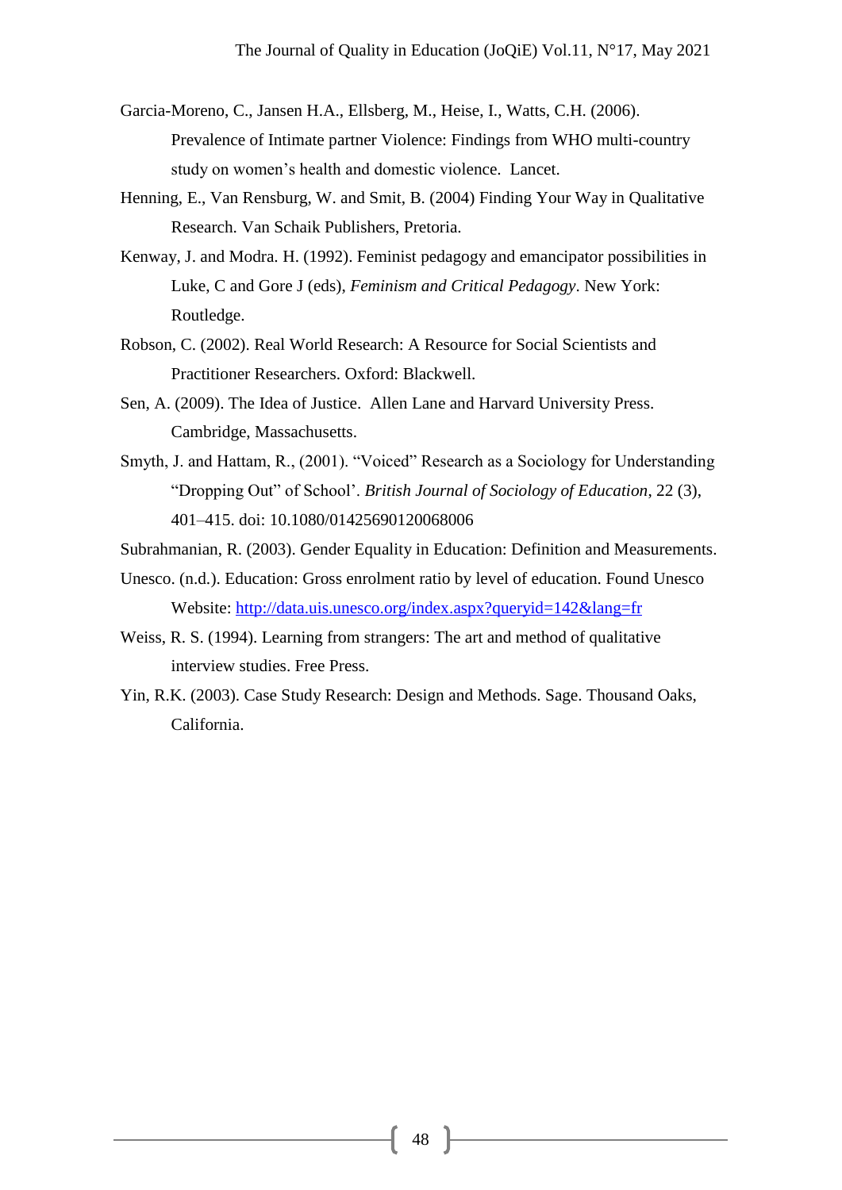Garcia-Moreno, C., Jansen H.A., Ellsberg, M., Heise, I., Watts, C.H. (2006). Prevalence of Intimate partner Violence: Findings from WHO multi-country study on women's health and domestic violence. Lancet.

Henning, E., Van Rensburg, W. and Smit, B. (2004) Finding Your Way in Qualitative Research. Van Schaik Publishers, Pretoria.

Kenway, J. and Modra. H. (1992). Feminist pedagogy and emancipator possibilities in Luke, C and Gore J (eds), *Feminism and Critical Pedagogy*. New York: Routledge.

Robson, C. (2002). Real World Research: A Resource for Social Scientists and Practitioner Researchers. Oxford: Blackwell.

Sen, A. (2009). The Idea of Justice. Allen Lane and Harvard University Press. Cambridge, Massachusetts.

Smyth, J. and Hattam, R., (2001). "Voiced" Research as a Sociology for Understanding "Dropping Out" of School'. *British Journal of Sociology of Education*, 22 (3), 401–415. doi: 10.1080/01425690120068006

Subrahmanian, R. (2003). Gender Equality in Education: Definition and Measurements.

Unesco. (n.d.). Education: Gross enrolment ratio by level of education. Found Unesco Website: http://data.uis.unesco.org/index.aspx?queryid=142&lang=fr

Weiss, R. S. (1994). Learning from strangers: The art and method of qualitative interview studies. Free Press.

Yin, R.K. (2003). Case Study Research: Design and Methods. Sage. Thousand Oaks, California.